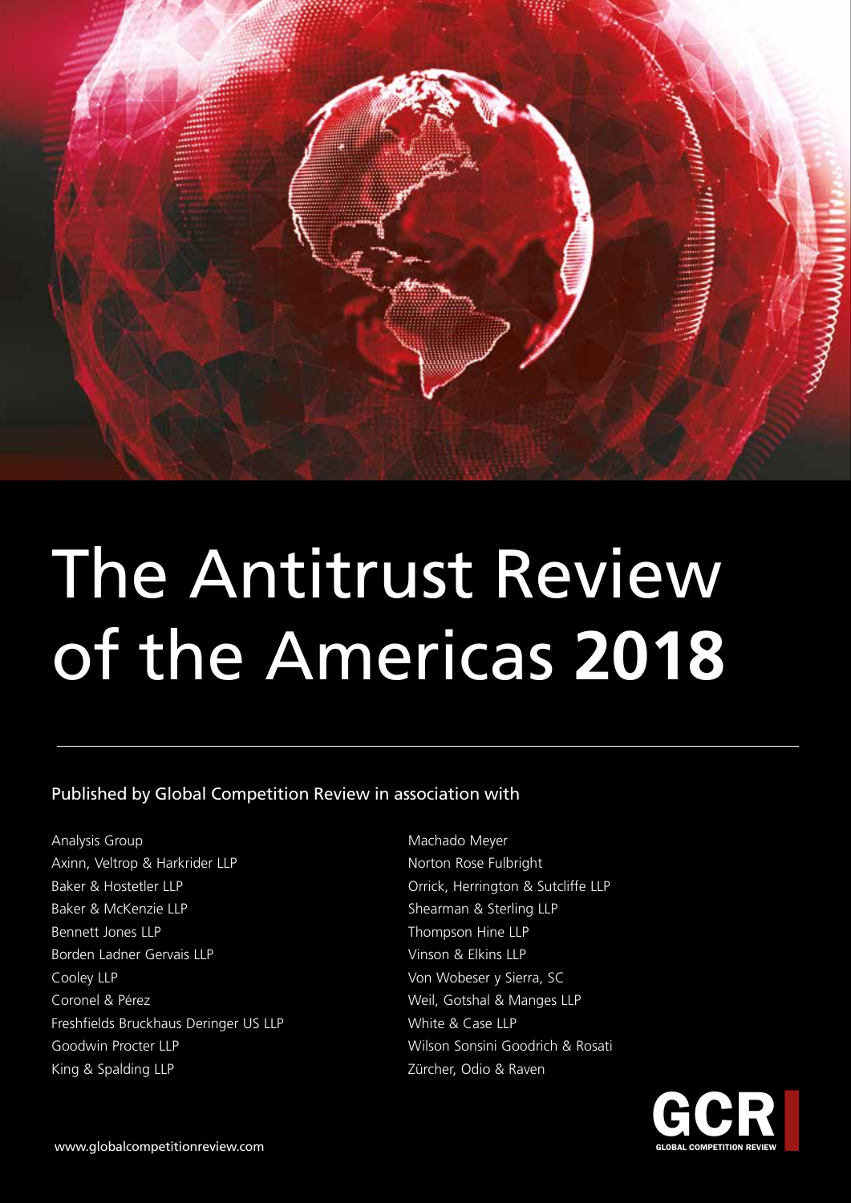# The Antitrust Review of the Americas **2018**

Published by Global Competition Review in association with

Analysis Group
Axinn, Veltrop & Harkrider LLP
Baker & Hostetler LLP
Baker & McKenzie LLP
Bennett Jones LLP
Borden Ladner Gervais LLP
Cooley LLP
Coronel & Pérez
Freshfields Bruckhaus Deringer US LLP
Goodwin Procter LLP
King & Spalding LLP
Machado Meyer
Norton Rose Fulbright
Orrick, Herrington & Sutcliffe LLP
Shearman & Sterling LLP
Thompson Hine LLP
Vinson & Elkins LLP
Von Wobeser y Sierra, SC
Weil, Gotshal & Manges LLP
White & Case LLP
Wilson Sonsini Goodrich & Rosati
Zürcher, Odio & Raven

www.globalcompetitionreview.com

GCR
GLOBAL COMPETITION REVIEW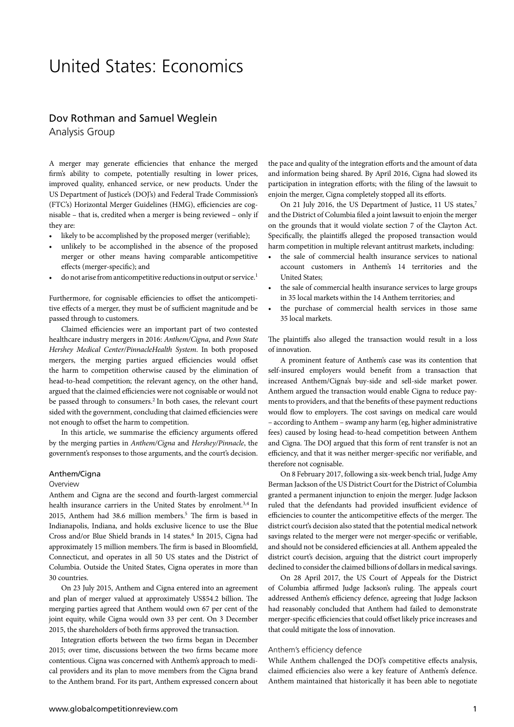# United States: Economics

## Dov Rothman and Samuel Weglein

Analysis Group

A merger may generate efficiencies that enhance the merged firm's ability to compete, potentially resulting in lower prices, improved quality, enhanced service, or new products. Under the US Department of Justice's (DOJ's) and Federal Trade Commission's (FTC's) Horizontal Merger Guidelines (HMG), efficiencies are cognisable – that is, credited when a merger is being reviewed – only if they are:

- likely to be accomplished by the proposed merger (verifiable);
- unlikely to be accomplished in the absence of the proposed merger or other means having comparable anticompetitive effects (merger-specific); and
- do not arise from anticompetitive reductions in output or service.[1]

Furthermore, for cognisable efficiencies to offset the anticompetitive effects of a merger, they must be of sufficient magnitude and be passed through to customers.

Claimed efficiencies were an important part of two contested healthcare industry mergers in 2016: *Anthem/Cigna*, and *Penn State Hershey Medical Center/PinnacleHealth System*. In both proposed mergers, the merging parties argued efficiencies would offset the harm to competition otherwise caused by the elimination of head-to-head competition; the relevant agency, on the other hand, argued that the claimed efficiencies were not cognisable or would not be passed through to consumers.[2] In both cases, the relevant court sided with the government, concluding that claimed efficiencies were not enough to offset the harm to competition.

In this article, we summarise the efficiency arguments offered by the merging parties in *Anthem/Cigna* and *Hershey/Pinnacle*, the government's responses to those arguments, and the court's decision.

### Anthem/Cigna

#### Overview

Anthem and Cigna are the second and fourth-largest commercial health insurance carriers in the United States by enrolment.[3,4] In 2015, Anthem had 38.6 million members.[5] The firm is based in Indianapolis, Indiana, and holds exclusive licence to use the Blue Cross and/or Blue Shield brands in 14 states.[6] In 2015, Cigna had approximately 15 million members. The firm is based in Bloomfield, Connecticut, and operates in all 50 US states and the District of Columbia. Outside the United States, Cigna operates in more than 30 countries.

On 23 July 2015, Anthem and Cigna entered into an agreement and plan of merger valued at approximately US$54.2 billion. The merging parties agreed that Anthem would own 67 per cent of the joint equity, while Cigna would own 33 per cent. On 3 December 2015, the shareholders of both firms approved the transaction.

Integration efforts between the two firms began in December 2015; over time, discussions between the two firms became more contentious. Cigna was concerned with Anthem's approach to medical providers and its plan to move members from the Cigna brand to the Anthem brand. For its part, Anthem expressed concern about the pace and quality of the integration efforts and the amount of data and information being shared. By April 2016, Cigna had slowed its participation in integration efforts; with the filing of the lawsuit to enjoin the merger, Cigna completely stopped all its efforts.

On 21 July 2016, the US Department of Justice, 11 US states,[7] and the District of Columbia filed a joint lawsuit to enjoin the merger on the grounds that it would violate section 7 of the Clayton Act. Specifically, the plaintiffs alleged the proposed transaction would harm competition in multiple relevant antitrust markets, including:

- the sale of commercial health insurance services to national account customers in Anthem's 14 territories and the United States;
- the sale of commercial health insurance services to large groups in 35 local markets within the 14 Anthem territories; and
- the purchase of commercial health services in those same 35 local markets.

The plaintiffs also alleged the transaction would result in a loss of innovation.

A prominent feature of Anthem's case was its contention that self-insured employers would benefit from a transaction that increased Anthem/Cigna's buy-side and sell-side market power. Anthem argued the transaction would enable Cigna to reduce payments to providers, and that the benefits of these payment reductions would flow to employers. The cost savings on medical care would – according to Anthem – swamp any harm (eg, higher administrative fees) caused by losing head-to-head competition between Anthem and Cigna. The DOJ argued that this form of rent transfer is not an efficiency, and that it was neither merger-specific nor verifiable, and therefore not cognisable.

On 8 February 2017, following a six-week bench trial, Judge Amy Berman Jackson of the US District Court for the District of Columbia granted a permanent injunction to enjoin the merger. Judge Jackson ruled that the defendants had provided insufficient evidence of efficiencies to counter the anticompetitive effects of the merger. The district court's decision also stated that the potential medical network savings related to the merger were not merger-specific or verifiable, and should not be considered efficiencies at all. Anthem appealed the district court's decision, arguing that the district court improperly declined to consider the claimed billions of dollars in medical savings.

On 28 April 2017, the US Court of Appeals for the District of Columbia affirmed Judge Jackson's ruling. The appeals court addressed Anthem's efficiency defence, agreeing that Judge Jackson had reasonably concluded that Anthem had failed to demonstrate merger-specific efficiencies that could offset likely price increases and that could mitigate the loss of innovation.

#### Anthem's efficiency defence

While Anthem challenged the DOJ's competitive effects analysis, claimed efficiencies also were a key feature of Anthem's defence. Anthem maintained that historically it has been able to negotiate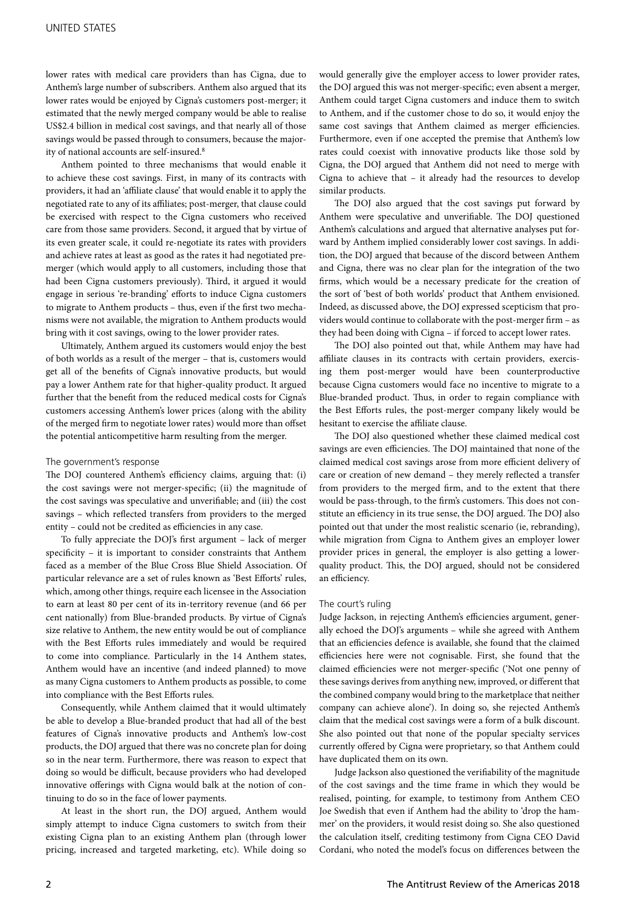lower rates with medical care providers than has Cigna, due to Anthem's large number of subscribers. Anthem also argued that its lower rates would be enjoyed by Cigna's customers post-merger; it estimated that the newly merged company would be able to realise US$2.4 billion in medical cost savings, and that nearly all of those savings would be passed through to consumers, because the majority of national accounts are self-insured.[8]

Anthem pointed to three mechanisms that would enable it to achieve these cost savings. First, in many of its contracts with providers, it had an 'affiliate clause' that would enable it to apply the negotiated rate to any of its affiliates; post-merger, that clause could be exercised with respect to the Cigna customers who received care from those same providers. Second, it argued that by virtue of its even greater scale, it could re-negotiate its rates with providers and achieve rates at least as good as the rates it had negotiated pre-merger (which would apply to all customers, including those that had been Cigna customers previously). Third, it argued it would engage in serious 're-branding' efforts to induce Cigna customers to migrate to Anthem products – thus, even if the first two mechanisms were not available, the migration to Anthem products would bring with it cost savings, owing to the lower provider rates.

Ultimately, Anthem argued its customers would enjoy the best of both worlds as a result of the merger – that is, customers would get all of the benefits of Cigna's innovative products, but would pay a lower Anthem rate for that higher-quality product. It argued further that the benefit from the reduced medical costs for Cigna's customers accessing Anthem's lower prices (along with the ability of the merged firm to negotiate lower rates) would more than offset the potential anticompetitive harm resulting from the merger.

### The government's response

The DOJ countered Anthem's efficiency claims, arguing that: (i) the cost savings were not merger-specific; (ii) the magnitude of the cost savings was speculative and unverifiable; and (iii) the cost savings – which reflected transfers from providers to the merged entity – could not be credited as efficiencies in any case.

To fully appreciate the DOJ's first argument – lack of merger specificity – it is important to consider constraints that Anthem faced as a member of the Blue Cross Blue Shield Association. Of particular relevance are a set of rules known as 'Best Efforts' rules, which, among other things, require each licensee in the Association to earn at least 80 per cent of its in-territory revenue (and 66 per cent nationally) from Blue-branded products. By virtue of Cigna's size relative to Anthem, the new entity would be out of compliance with the Best Efforts rules immediately and would be required to come into compliance. Particularly in the 14 Anthem states, Anthem would have an incentive (and indeed planned) to move as many Cigna customers to Anthem products as possible, to come into compliance with the Best Efforts rules.

Consequently, while Anthem claimed that it would ultimately be able to develop a Blue-branded product that had all of the best features of Cigna's innovative products and Anthem's low-cost products, the DOJ argued that there was no concrete plan for doing so in the near term. Furthermore, there was reason to expect that doing so would be difficult, because providers who had developed innovative offerings with Cigna would balk at the notion of continuing to do so in the face of lower payments.

At least in the short run, the DOJ argued, Anthem would simply attempt to induce Cigna customers to switch from their existing Cigna plan to an existing Anthem plan (through lower pricing, increased and targeted marketing, etc). While doing so would generally give the employer access to lower provider rates, the DOJ argued this was not merger-specific; even absent a merger, Anthem could target Cigna customers and induce them to switch to Anthem, and if the customer chose to do so, it would enjoy the same cost savings that Anthem claimed as merger efficiencies. Furthermore, even if one accepted the premise that Anthem's low rates could coexist with innovative products like those sold by Cigna, the DOJ argued that Anthem did not need to merge with Cigna to achieve that – it already had the resources to develop similar products.

The DOJ also argued that the cost savings put forward by Anthem were speculative and unverifiable. The DOJ questioned Anthem's calculations and argued that alternative analyses put forward by Anthem implied considerably lower cost savings. In addition, the DOJ argued that because of the discord between Anthem and Cigna, there was no clear plan for the integration of the two firms, which would be a necessary predicate for the creation of the sort of 'best of both worlds' product that Anthem envisioned. Indeed, as discussed above, the DOJ expressed scepticism that providers would continue to collaborate with the post-merger firm – as they had been doing with Cigna – if forced to accept lower rates.

The DOJ also pointed out that, while Anthem may have had affiliate clauses in its contracts with certain providers, exercising them post-merger would have been counterproductive because Cigna customers would face no incentive to migrate to a Blue-branded product. Thus, in order to regain compliance with the Best Efforts rules, the post-merger company likely would be hesitant to exercise the affiliate clause.

The DOJ also questioned whether these claimed medical cost savings are even efficiencies. The DOJ maintained that none of the claimed medical cost savings arose from more efficient delivery of care or creation of new demand – they merely reflected a transfer from providers to the merged firm, and to the extent that there would be pass-through, to the firm's customers. This does not constitute an efficiency in its true sense, the DOJ argued. The DOJ also pointed out that under the most realistic scenario (ie, rebranding), while migration from Cigna to Anthem gives an employer lower provider prices in general, the employer is also getting a lower-quality product. This, the DOJ argued, should not be considered an efficiency.

### The court's ruling

Judge Jackson, in rejecting Anthem's efficiencies argument, generally echoed the DOJ's arguments – while she agreed with Anthem that an efficiencies defence is available, she found that the claimed efficiencies here were not cognisable. First, she found that the claimed efficiencies were not merger-specific ('Not one penny of these savings derives from anything new, improved, or different that the combined company would bring to the marketplace that neither company can achieve alone'). In doing so, she rejected Anthem's claim that the medical cost savings were a form of a bulk discount. She also pointed out that none of the popular specialty services currently offered by Cigna were proprietary, so that Anthem could have duplicated them on its own.

Judge Jackson also questioned the verifiability of the magnitude of the cost savings and the time frame in which they would be realised, pointing, for example, to testimony from Anthem CEO Joe Swedish that even if Anthem had the ability to 'drop the hammer' on the providers, it would resist doing so. She also questioned the calculation itself, crediting testimony from Cigna CEO David Cordani, who noted the model's focus on differences between the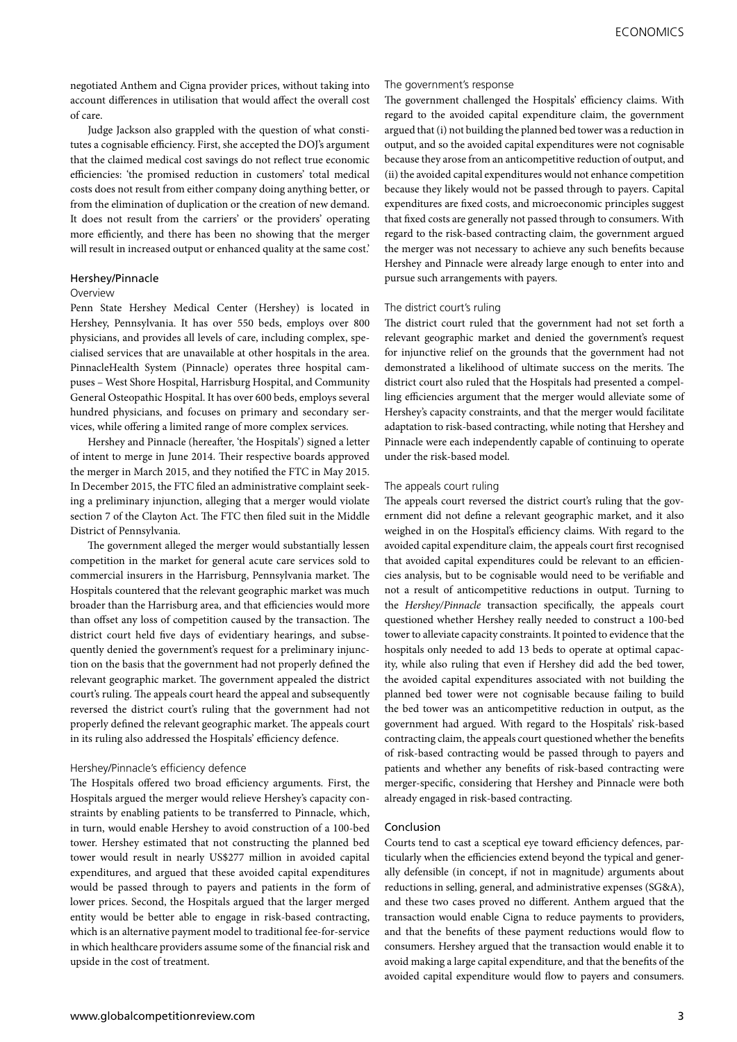negotiated Anthem and Cigna provider prices, without taking into account differences in utilisation that would affect the overall cost of care.

Judge Jackson also grappled with the question of what constitutes a cognisable efficiency. First, she accepted the DOJ's argument that the claimed medical cost savings do not reflect true economic efficiencies: 'the promised reduction in customers' total medical costs does not result from either company doing anything better, or from the elimination of duplication or the creation of new demand. It does not result from the carriers' or the providers' operating more efficiently, and there has been no showing that the merger will result in increased output or enhanced quality at the same cost.'

## Hershey/Pinnacle

### Overview

Penn State Hershey Medical Center (Hershey) is located in Hershey, Pennsylvania. It has over 550 beds, employs over 800 physicians, and provides all levels of care, including complex, specialised services that are unavailable at other hospitals in the area. PinnacleHealth System (Pinnacle) operates three hospital campuses – West Shore Hospital, Harrisburg Hospital, and Community General Osteopathic Hospital. It has over 600 beds, employs several hundred physicians, and focuses on primary and secondary services, while offering a limited range of more complex services.

Hershey and Pinnacle (hereafter, 'the Hospitals') signed a letter of intent to merge in June 2014. Their respective boards approved the merger in March 2015, and they notified the FTC in May 2015. In December 2015, the FTC filed an administrative complaint seeking a preliminary injunction, alleging that a merger would violate section 7 of the Clayton Act. The FTC then filed suit in the Middle District of Pennsylvania.

The government alleged the merger would substantially lessen competition in the market for general acute care services sold to commercial insurers in the Harrisburg, Pennsylvania market. The Hospitals countered that the relevant geographic market was much broader than the Harrisburg area, and that efficiencies would more than offset any loss of competition caused by the transaction. The district court held five days of evidentiary hearings, and subsequently denied the government's request for a preliminary injunction on the basis that the government had not properly defined the relevant geographic market. The government appealed the district court's ruling. The appeals court heard the appeal and subsequently reversed the district court's ruling that the government had not properly defined the relevant geographic market. The appeals court in its ruling also addressed the Hospitals' efficiency defence.

### Hershey/Pinnacle's efficiency defence

The Hospitals offered two broad efficiency arguments. First, the Hospitals argued the merger would relieve Hershey's capacity constraints by enabling patients to be transferred to Pinnacle, which, in turn, would enable Hershey to avoid construction of a 100-bed tower. Hershey estimated that not constructing the planned bed tower would result in nearly US$277 million in avoided capital expenditures, and argued that these avoided capital expenditures would be passed through to payers and patients in the form of lower prices. Second, the Hospitals argued that the larger merged entity would be better able to engage in risk-based contracting, which is an alternative payment model to traditional fee-for-service in which healthcare providers assume some of the financial risk and upside in the cost of treatment.

### The government's response

The government challenged the Hospitals' efficiency claims. With regard to the avoided capital expenditure claim, the government argued that (i) not building the planned bed tower was a reduction in output, and so the avoided capital expenditures were not cognisable because they arose from an anticompetitive reduction of output, and (ii) the avoided capital expenditures would not enhance competition because they likely would not be passed through to payers. Capital expenditures are fixed costs, and microeconomic principles suggest that fixed costs are generally not passed through to consumers. With regard to the risk-based contracting claim, the government argued the merger was not necessary to achieve any such benefits because Hershey and Pinnacle were already large enough to enter into and pursue such arrangements with payers.

### The district court's ruling

The district court ruled that the government had not set forth a relevant geographic market and denied the government's request for injunctive relief on the grounds that the government had not demonstrated a likelihood of ultimate success on the merits. The district court also ruled that the Hospitals had presented a compelling efficiencies argument that the merger would alleviate some of Hershey's capacity constraints, and that the merger would facilitate adaptation to risk-based contracting, while noting that Hershey and Pinnacle were each independently capable of continuing to operate under the risk-based model.

### The appeals court ruling

The appeals court reversed the district court's ruling that the government did not define a relevant geographic market, and it also weighed in on the Hospital's efficiency claims. With regard to the avoided capital expenditure claim, the appeals court first recognised that avoided capital expenditures could be relevant to an efficiencies analysis, but to be cognisable would need to be verifiable and not a result of anticompetitive reductions in output. Turning to the *Hershey/Pinnacle* transaction specifically, the appeals court questioned whether Hershey really needed to construct a 100-bed tower to alleviate capacity constraints. It pointed to evidence that the hospitals only needed to add 13 beds to operate at optimal capacity, while also ruling that even if Hershey did add the bed tower, the avoided capital expenditures associated with not building the planned bed tower were not cognisable because failing to build the bed tower was an anticompetitive reduction in output, as the government had argued. With regard to the Hospitals' risk-based contracting claim, the appeals court questioned whether the benefits of risk-based contracting would be passed through to payers and patients and whether any benefits of risk-based contracting were merger-specific, considering that Hershey and Pinnacle were both already engaged in risk-based contracting.

## Conclusion

Courts tend to cast a sceptical eye toward efficiency defences, particularly when the efficiencies extend beyond the typical and generally defensible (in concept, if not in magnitude) arguments about reductions in selling, general, and administrative expenses (SG&A), and these two cases proved no different. Anthem argued that the transaction would enable Cigna to reduce payments to providers, and that the benefits of these payment reductions would flow to consumers. Hershey argued that the transaction would enable it to avoid making a large capital expenditure, and that the benefits of the avoided capital expenditure would flow to payers and consumers.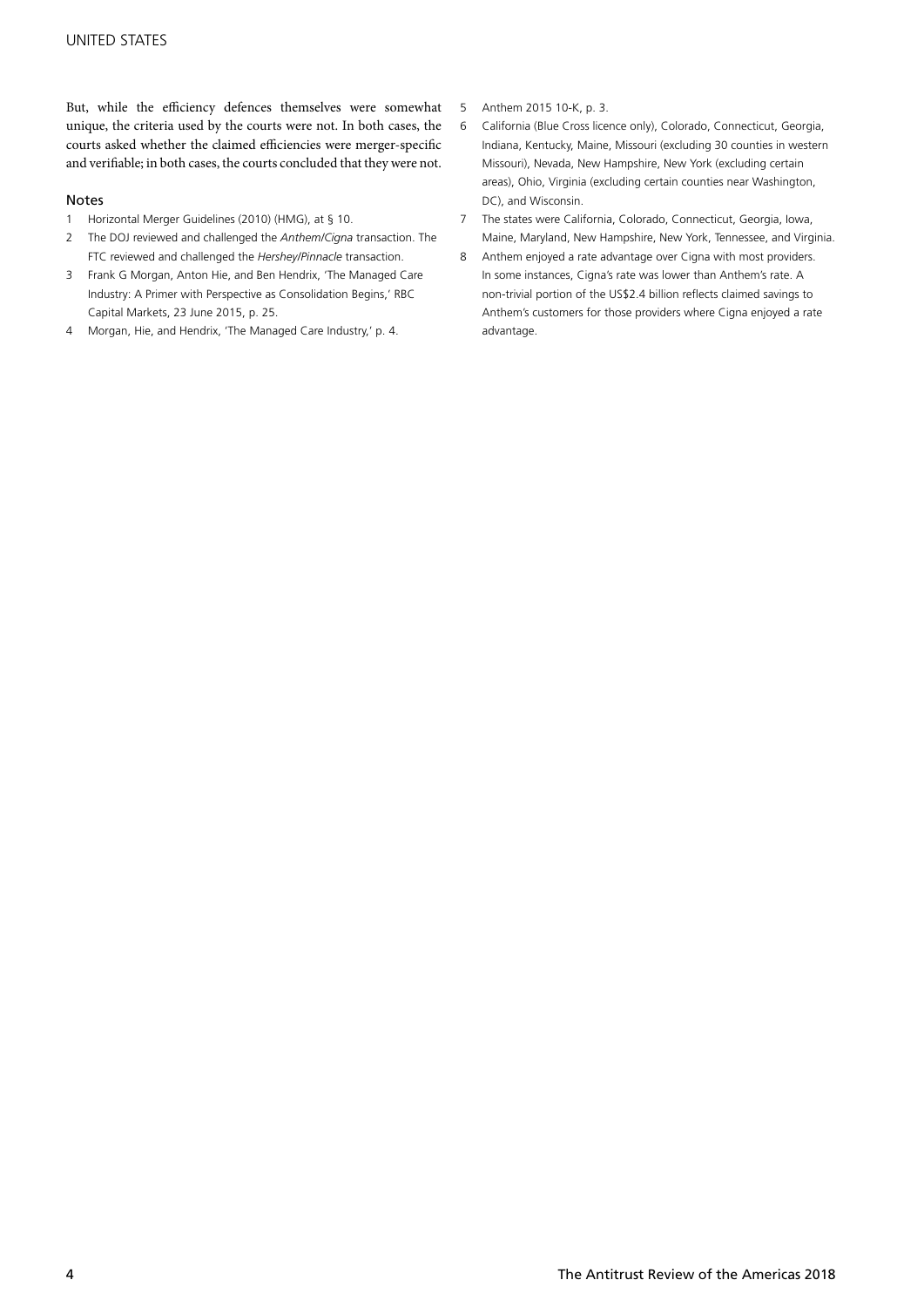But, while the efficiency defences themselves were somewhat unique, the criteria used by the courts were not. In both cases, the courts asked whether the claimed efficiencies were merger-specific and verifiable; in both cases, the courts concluded that they were not.

### Notes

1. Horizontal Merger Guidelines (2010) (HMG), at § 10.
2. The DOJ reviewed and challenged the *Anthem/Cigna* transaction. The FTC reviewed and challenged the *Hershey/Pinnacle* transaction.
3. Frank G Morgan, Anton Hie, and Ben Hendrix, 'The Managed Care Industry: A Primer with Perspective as Consolidation Begins,' RBC Capital Markets, 23 June 2015, p. 25.
4. Morgan, Hie, and Hendrix, 'The Managed Care Industry,' p. 4.
5. Anthem 2015 10-K, p. 3.
6. California (Blue Cross licence only), Colorado, Connecticut, Georgia, Indiana, Kentucky, Maine, Missouri (excluding 30 counties in western Missouri), Nevada, New Hampshire, New York (excluding certain areas), Ohio, Virginia (excluding certain counties near Washington, DC), and Wisconsin.
7. The states were California, Colorado, Connecticut, Georgia, Iowa, Maine, Maryland, New Hampshire, New York, Tennessee, and Virginia.
8. Anthem enjoyed a rate advantage over Cigna with most providers. In some instances, Cigna's rate was lower than Anthem's rate. A non-trivial portion of the US$2.4 billion reflects claimed savings to Anthem's customers for those providers where Cigna enjoyed a rate advantage.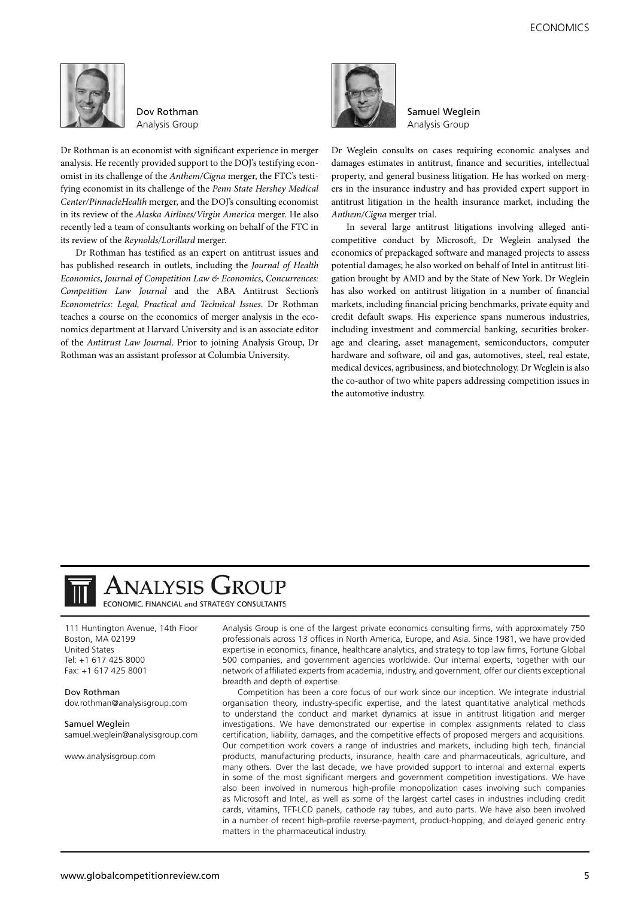**Dov Rothman**
Analysis Group

Dr Rothman is an economist with significant experience in merger analysis. He recently provided support to the DOJ's testifying economist in its challenge of the *Anthem/Cigna* merger, the FTC's testifying economist in its challenge of the *Penn State Hershey Medical Center/PinnacleHealth* merger, and the DOJ's consulting economist in its review of the *Alaska Airlines/Virgin America* merger. He also recently led a team of consultants working on behalf of the FTC in its review of the *Reynolds/Lorillard* merger.

Dr Rothman has testified as an expert on antitrust issues and has published research in outlets, including the *Journal of Health Economics*, *Journal of Competition Law & Economics*, *Concurrences: Competition Law Journal* and the ABA Antitrust Section's *Econometrics: Legal, Practical and Technical Issues*. Dr Rothman teaches a course on the economics of merger analysis in the economics department at Harvard University and is an associate editor of the *Antitrust Law Journal*. Prior to joining Analysis Group, Dr Rothman was an assistant professor at Columbia University.

**Samuel Weglein**
Analysis Group

Dr Weglein consults on cases requiring economic analyses and damages estimates in antitrust, finance and securities, intellectual property, and general business litigation. He has worked on mergers in the insurance industry and has provided expert support in antitrust litigation in the health insurance market, including the *Anthem/Cigna* merger trial.

In several large antitrust litigations involving alleged anti-competitive conduct by Microsoft, Dr Weglein analysed the economics of prepackaged software and managed projects to assess potential damages; he also worked on behalf of Intel in antitrust litigation brought by AMD and by the State of New York. Dr Weglein has also worked on antitrust litigation in a number of financial markets, including financial pricing benchmarks, private equity and credit default swaps. His experience spans numerous industries, including investment and commercial banking, securities brokerage and clearing, asset management, semiconductors, computer hardware and software, oil and gas, automotives, steel, real estate, medical devices, agribusiness, and biotechnology. Dr Weglein is also the co-author of two white papers addressing competition issues in the automotive industry.

# Analysis Group

ECONOMIC, FINANCIAL and STRATEGY CONSULTANTS

111 Huntington Avenue, 14th Floor
Boston, MA 02199
United States
Tel: +1 617 425 8000
Fax: +1 617 425 8001

**Dov Rothman**
dov.rothman@analysisgroup.com

**Samuel Weglein**
samuel.weglein@analysisgroup.com

www.analysisgroup.com

Analysis Group is one of the largest private economics consulting firms, with approximately 750 professionals across 13 offices in North America, Europe, and Asia. Since 1981, we have provided expertise in economics, finance, healthcare analytics, and strategy to top law firms, Fortune Global 500 companies, and government agencies worldwide. Our internal experts, together with our network of affiliated experts from academia, industry, and government, offer our clients exceptional breadth and depth of expertise.

Competition has been a core focus of our work since our inception. We integrate industrial organisation theory, industry-specific expertise, and the latest quantitative analytical methods to understand the conduct and market dynamics at issue in antitrust litigation and merger investigations. We have demonstrated our expertise in complex assignments related to class certification, liability, damages, and the competitive effects of proposed mergers and acquisitions. Our competition work covers a range of industries and markets, including high tech, financial products, manufacturing products, insurance, health care and pharmaceuticals, agriculture, and many others. Over the last decade, we have provided support to internal and external experts in some of the most significant mergers and government competition investigations. We have also been involved in numerous high-profile monopolization cases involving such companies as Microsoft and Intel, as well as some of the largest cartel cases in industries including credit cards, vitamins, TFT-LCD panels, cathode ray tubes, and auto parts. We have also been involved in a number of recent high-profile reverse-payment, product-hopping, and delayed generic entry matters in the pharmaceutical industry.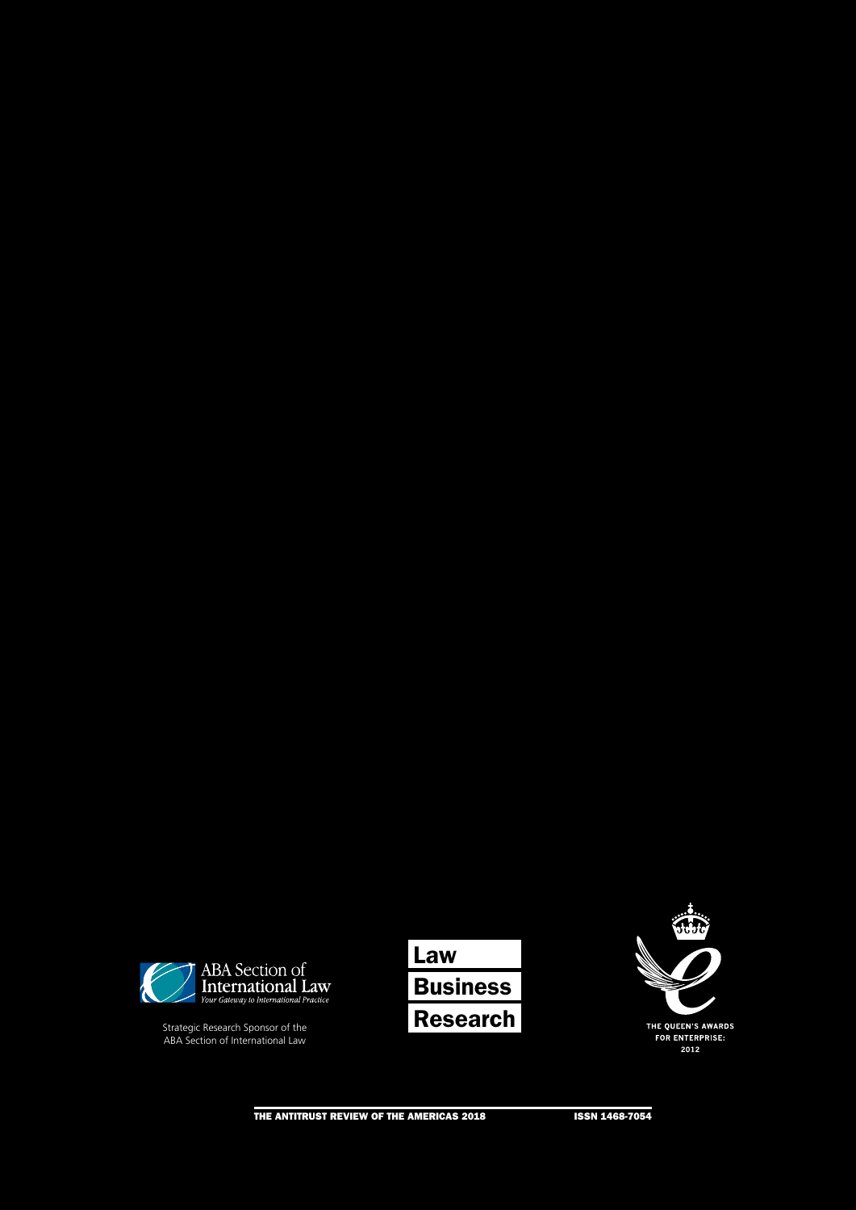ABA Section of International Law

Your Gateway to International Practice

Strategic Research Sponsor of the ABA Section of International Law

Law

Business

Research

THE QUEEN'S AWARDS FOR ENTERPRISE: 2012

THE ANTITRUST REVIEW OF THE AMERICAS 2018 ISSN 1468-7054